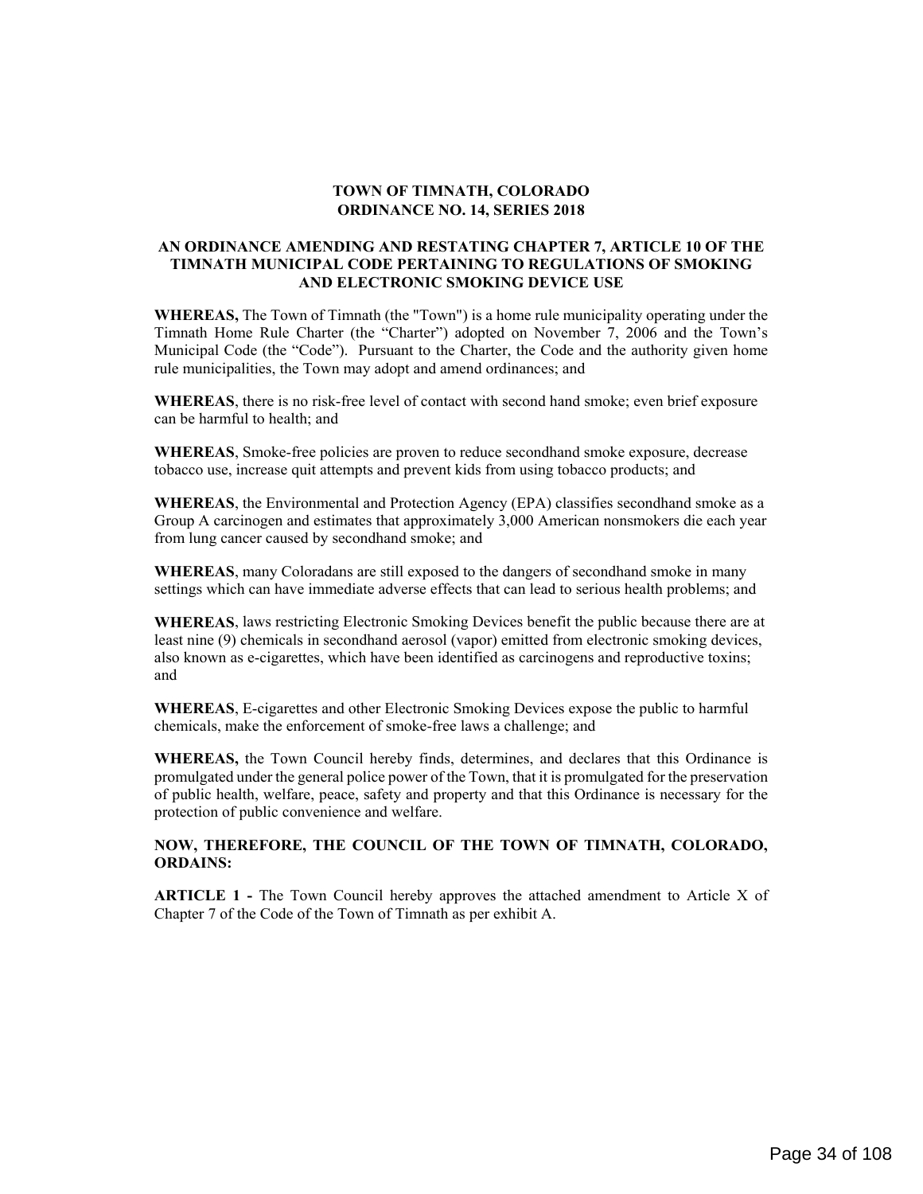**TOWN OF TIMNATH, COLORADO**
**ORDINANCE NO. 14, SERIES 2018**

**AN ORDINANCE AMENDING AND RESTATING CHAPTER 7, ARTICLE 10 OF THE TIMNATH MUNICIPAL CODE PERTAINING TO REGULATIONS OF SMOKING AND ELECTRONIC SMOKING DEVICE USE**

**WHEREAS,** The Town of Timnath (the "Town") is a home rule municipality operating under the Timnath Home Rule Charter (the "Charter") adopted on November 7, 2006 and the Town's Municipal Code (the "Code"). Pursuant to the Charter, the Code and the authority given home rule municipalities, the Town may adopt and amend ordinances; and

**WHEREAS**, there is no risk-free level of contact with second hand smoke; even brief exposure can be harmful to health; and

**WHEREAS**, Smoke-free policies are proven to reduce secondhand smoke exposure, decrease tobacco use, increase quit attempts and prevent kids from using tobacco products; and

**WHEREAS**, the Environmental and Protection Agency (EPA) classifies secondhand smoke as a Group A carcinogen and estimates that approximately 3,000 American nonsmokers die each year from lung cancer caused by secondhand smoke; and

**WHEREAS**, many Coloradans are still exposed to the dangers of secondhand smoke in many settings which can have immediate adverse effects that can lead to serious health problems; and

**WHEREAS**, laws restricting Electronic Smoking Devices benefit the public because there are at least nine (9) chemicals in secondhand aerosol (vapor) emitted from electronic smoking devices, also known as e-cigarettes, which have been identified as carcinogens and reproductive toxins; and

**WHEREAS**, E-cigarettes and other Electronic Smoking Devices expose the public to harmful chemicals, make the enforcement of smoke-free laws a challenge; and

**WHEREAS,** the Town Council hereby finds, determines, and declares that this Ordinance is promulgated under the general police power of the Town, that it is promulgated for the preservation of public health, welfare, peace, safety and property and that this Ordinance is necessary for the protection of public convenience and welfare.

**NOW, THEREFORE, THE COUNCIL OF THE TOWN OF TIMNATH, COLORADO, ORDAINS:**

**ARTICLE 1 -** The Town Council hereby approves the attached amendment to Article X of Chapter 7 of the Code of the Town of Timnath as per exhibit A.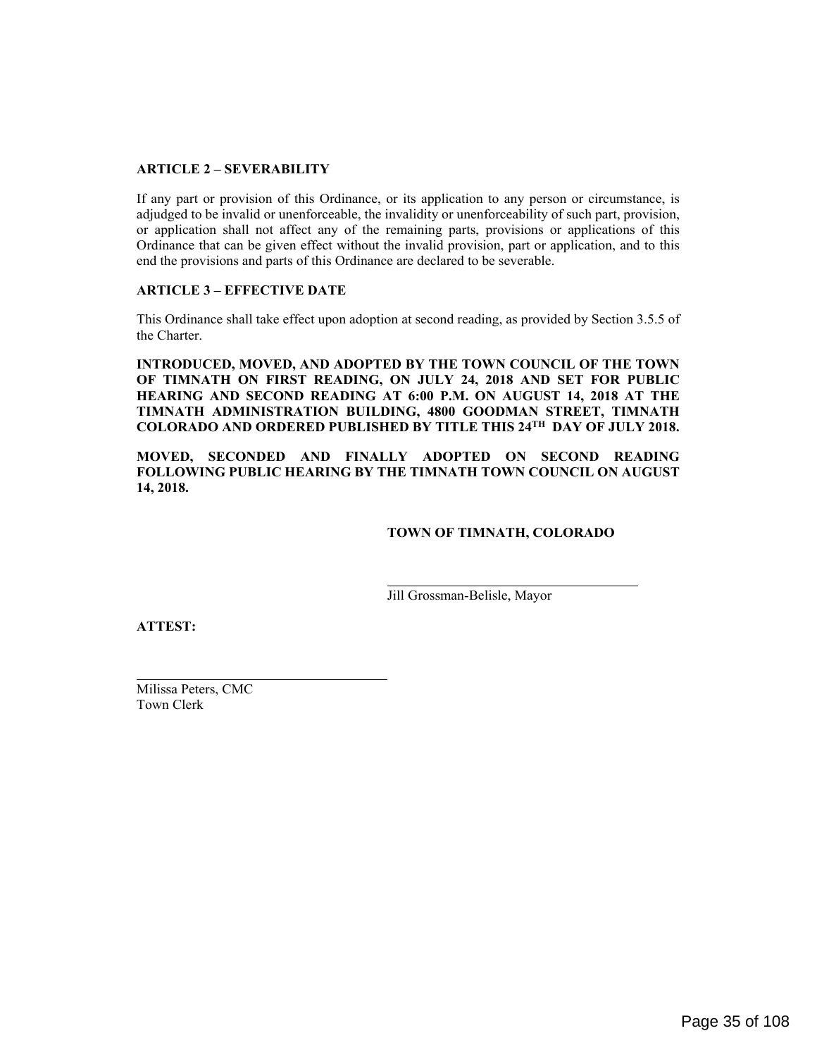**ARTICLE 2 – SEVERABILITY**

If any part or provision of this Ordinance, or its application to any person or circumstance, is adjudged to be invalid or unenforceable, the invalidity or unenforceability of such part, provision, or application shall not affect any of the remaining parts, provisions or applications of this Ordinance that can be given effect without the invalid provision, part or application, and to this end the provisions and parts of this Ordinance are declared to be severable.

**ARTICLE 3 – EFFECTIVE DATE**

This Ordinance shall take effect upon adoption at second reading, as provided by Section 3.5.5 of the Charter.

**INTRODUCED, MOVED, AND ADOPTED BY THE TOWN COUNCIL OF THE TOWN OF TIMNATH ON FIRST READING, ON JULY 24, 2018 AND SET FOR PUBLIC HEARING AND SECOND READING AT 6:00 P.M. ON AUGUST 14, 2018 AT THE TIMNATH ADMINISTRATION BUILDING, 4800 GOODMAN STREET, TIMNATH COLORADO AND ORDERED PUBLISHED BY TITLE THIS 24TH DAY OF JULY 2018.**

**MOVED, SECONDED AND FINALLY ADOPTED ON SECOND READING FOLLOWING PUBLIC HEARING BY THE TIMNATH TOWN COUNCIL ON AUGUST 14, 2018.**

**TOWN OF TIMNATH, COLORADO**

\_\_\_\_\_\_\_\_\_\_\_\_\_\_\_\_\_\_\_\_\_\_\_\_\_\_\_\_\_\_\_\_\_\_\_
Jill Grossman-Belisle, Mayor

**ATTEST:**

\_\_\_\_\_\_\_\_\_\_\_\_\_\_\_\_\_\_\_\_\_\_\_\_\_\_\_\_\_\_\_\_\_\_\_
Milissa Peters, CMC
Town Clerk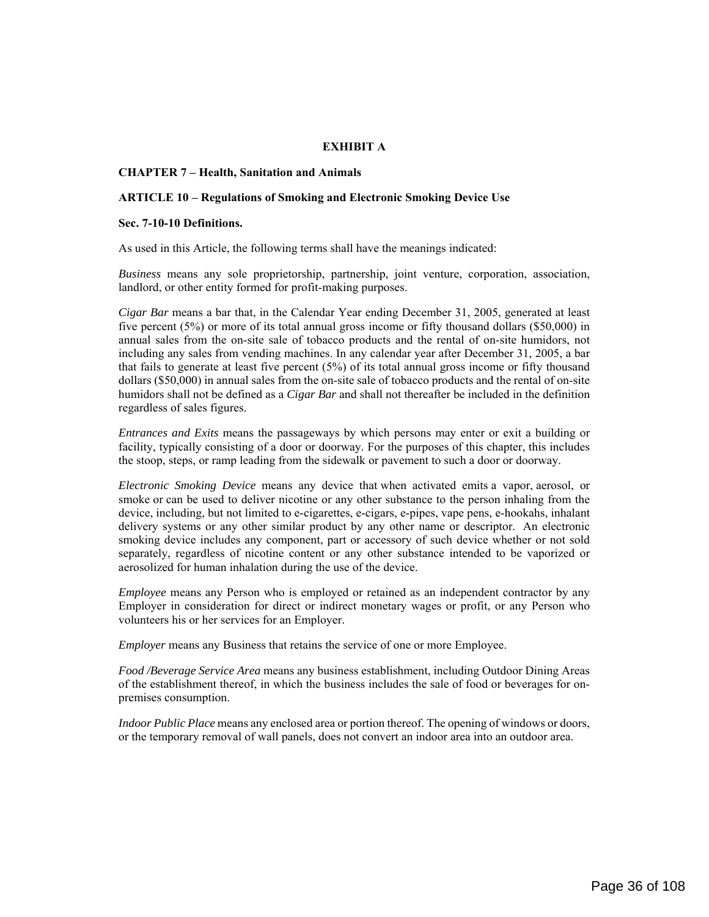**EXHIBIT A**

**CHAPTER 7 – Health, Sanitation and Animals**

**ARTICLE 10 – Regulations of Smoking and Electronic Smoking Device Use**

**Sec. 7-10-10 Definitions.**

As used in this Article, the following terms shall have the meanings indicated:

*Business* means any sole proprietorship, partnership, joint venture, corporation, association, landlord, or other entity formed for profit-making purposes.

*Cigar Bar* means a bar that, in the Calendar Year ending December 31, 2005, generated at least five percent (5%) or more of its total annual gross income or fifty thousand dollars ($50,000) in annual sales from the on-site sale of tobacco products and the rental of on-site humidors, not including any sales from vending machines. In any calendar year after December 31, 2005, a bar that fails to generate at least five percent (5%) of its total annual gross income or fifty thousand dollars ($50,000) in annual sales from the on-site sale of tobacco products and the rental of on-site humidors shall not be defined as a *Cigar Bar* and shall not thereafter be included in the definition regardless of sales figures.

*Entrances and Exits* means the passageways by which persons may enter or exit a building or facility, typically consisting of a door or doorway. For the purposes of this chapter, this includes the stoop, steps, or ramp leading from the sidewalk or pavement to such a door or doorway.

*Electronic Smoking Device* means any device that when activated emits a vapor, aerosol, or smoke or can be used to deliver nicotine or any other substance to the person inhaling from the device, including, but not limited to e-cigarettes, e-cigars, e-pipes, vape pens, e-hookahs, inhalant delivery systems or any other similar product by any other name or descriptor. An electronic smoking device includes any component, part or accessory of such device whether or not sold separately, regardless of nicotine content or any other substance intended to be vaporized or aerosolized for human inhalation during the use of the device.

*Employee* means any Person who is employed or retained as an independent contractor by any Employer in consideration for direct or indirect monetary wages or profit, or any Person who volunteers his or her services for an Employer.

*Employer* means any Business that retains the service of one or more Employee.

*Food /Beverage Service Area* means any business establishment, including Outdoor Dining Areas of the establishment thereof, in which the business includes the sale of food or beverages for on-premises consumption.

*Indoor Public Place* means any enclosed area or portion thereof. The opening of windows or doors, or the temporary removal of wall panels, does not convert an indoor area into an outdoor area.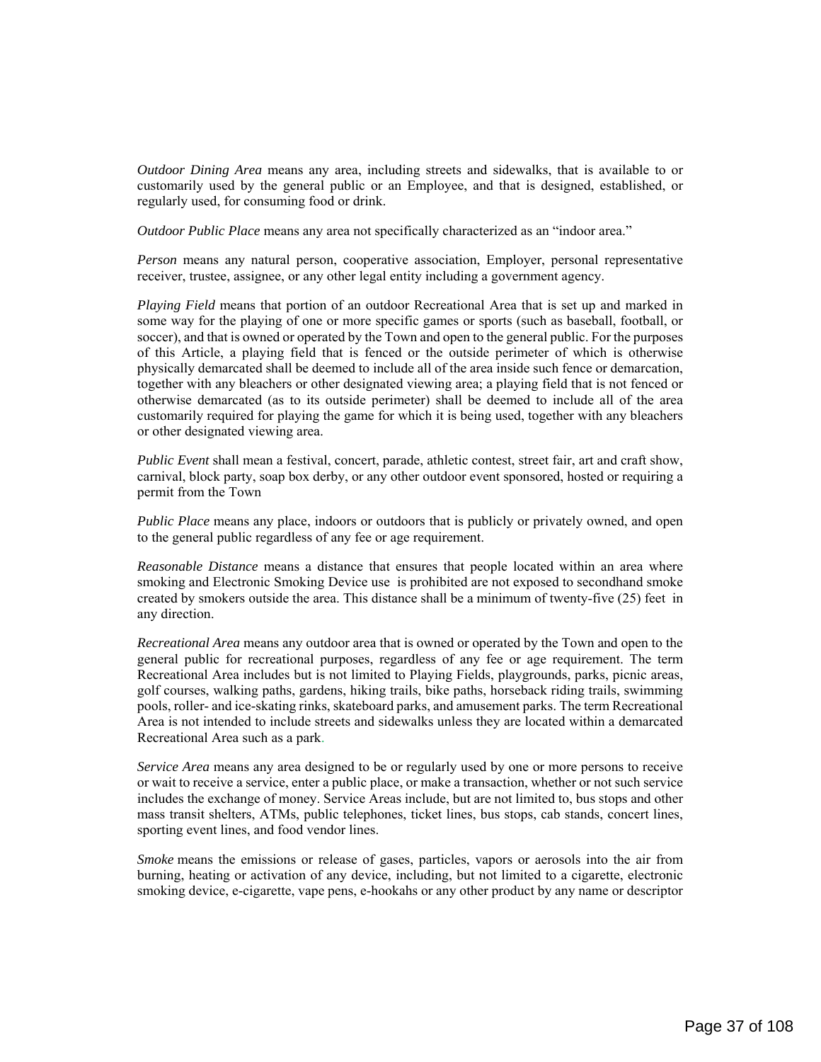*Outdoor Dining Area* means any area, including streets and sidewalks, that is available to or customarily used by the general public or an Employee, and that is designed, established, or regularly used, for consuming food or drink.

*Outdoor Public Place* means any area not specifically characterized as an "indoor area."

*Person* means any natural person, cooperative association, Employer, personal representative receiver, trustee, assignee, or any other legal entity including a government agency.

*Playing Field* means that portion of an outdoor Recreational Area that is set up and marked in some way for the playing of one or more specific games or sports (such as baseball, football, or soccer), and that is owned or operated by the Town and open to the general public. For the purposes of this Article, a playing field that is fenced or the outside perimeter of which is otherwise physically demarcated shall be deemed to include all of the area inside such fence or demarcation, together with any bleachers or other designated viewing area; a playing field that is not fenced or otherwise demarcated (as to its outside perimeter) shall be deemed to include all of the area customarily required for playing the game for which it is being used, together with any bleachers or other designated viewing area.

*Public Event* shall mean a festival, concert, parade, athletic contest, street fair, art and craft show, carnival, block party, soap box derby, or any other outdoor event sponsored, hosted or requiring a permit from the Town

*Public Place* means any place, indoors or outdoors that is publicly or privately owned, and open to the general public regardless of any fee or age requirement.

*Reasonable Distance* means a distance that ensures that people located within an area where smoking and Electronic Smoking Device use is prohibited are not exposed to secondhand smoke created by smokers outside the area. This distance shall be a minimum of twenty-five (25) feet in any direction.

*Recreational Area* means any outdoor area that is owned or operated by the Town and open to the general public for recreational purposes, regardless of any fee or age requirement. The term Recreational Area includes but is not limited to Playing Fields, playgrounds, parks, picnic areas, golf courses, walking paths, gardens, hiking trails, bike paths, horseback riding trails, swimming pools, roller- and ice-skating rinks, skateboard parks, and amusement parks. The term Recreational Area is not intended to include streets and sidewalks unless they are located within a demarcated Recreational Area such as a park.

*Service Area* means any area designed to be or regularly used by one or more persons to receive or wait to receive a service, enter a public place, or make a transaction, whether or not such service includes the exchange of money. Service Areas include, but are not limited to, bus stops and other mass transit shelters, ATMs, public telephones, ticket lines, bus stops, cab stands, concert lines, sporting event lines, and food vendor lines.

*Smoke* means the emissions or release of gases, particles, vapors or aerosols into the air from burning, heating or activation of any device, including, but not limited to a cigarette, electronic smoking device, e-cigarette, vape pens, e-hookahs or any other product by any name or descriptor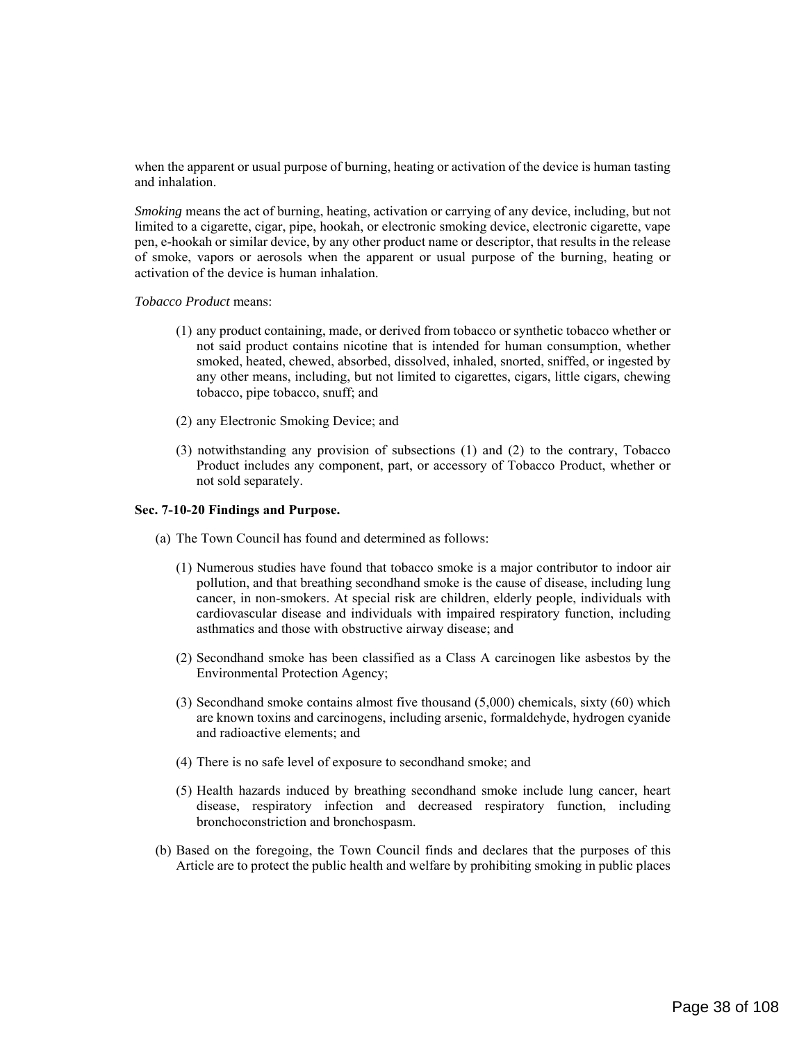when the apparent or usual purpose of burning, heating or activation of the device is human tasting and inhalation.

*Smoking* means the act of burning, heating, activation or carrying of any device, including, but not limited to a cigarette, cigar, pipe, hookah, or electronic smoking device, electronic cigarette, vape pen, e-hookah or similar device, by any other product name or descriptor, that results in the release of smoke, vapors or aerosols when the apparent or usual purpose of the burning, heating or activation of the device is human inhalation.

*Tobacco Product* means:

(1) any product containing, made, or derived from tobacco or synthetic tobacco whether or not said product contains nicotine that is intended for human consumption, whether smoked, heated, chewed, absorbed, dissolved, inhaled, snorted, sniffed, or ingested by any other means, including, but not limited to cigarettes, cigars, little cigars, chewing tobacco, pipe tobacco, snuff; and

(2) any Electronic Smoking Device; and

(3) notwithstanding any provision of subsections (1) and (2) to the contrary, Tobacco Product includes any component, part, or accessory of Tobacco Product, whether or not sold separately.

**Sec. 7-10-20 Findings and Purpose.**

(a) The Town Council has found and determined as follows:

(1) Numerous studies have found that tobacco smoke is a major contributor to indoor air pollution, and that breathing secondhand smoke is the cause of disease, including lung cancer, in non-smokers. At special risk are children, elderly people, individuals with cardiovascular disease and individuals with impaired respiratory function, including asthmatics and those with obstructive airway disease; and

(2) Secondhand smoke has been classified as a Class A carcinogen like asbestos by the Environmental Protection Agency;

(3) Secondhand smoke contains almost five thousand (5,000) chemicals, sixty (60) which are known toxins and carcinogens, including arsenic, formaldehyde, hydrogen cyanide and radioactive elements; and

(4) There is no safe level of exposure to secondhand smoke; and

(5) Health hazards induced by breathing secondhand smoke include lung cancer, heart disease, respiratory infection and decreased respiratory function, including bronchoconstriction and bronchospasm.

(b) Based on the foregoing, the Town Council finds and declares that the purposes of this Article are to protect the public health and welfare by prohibiting smoking in public places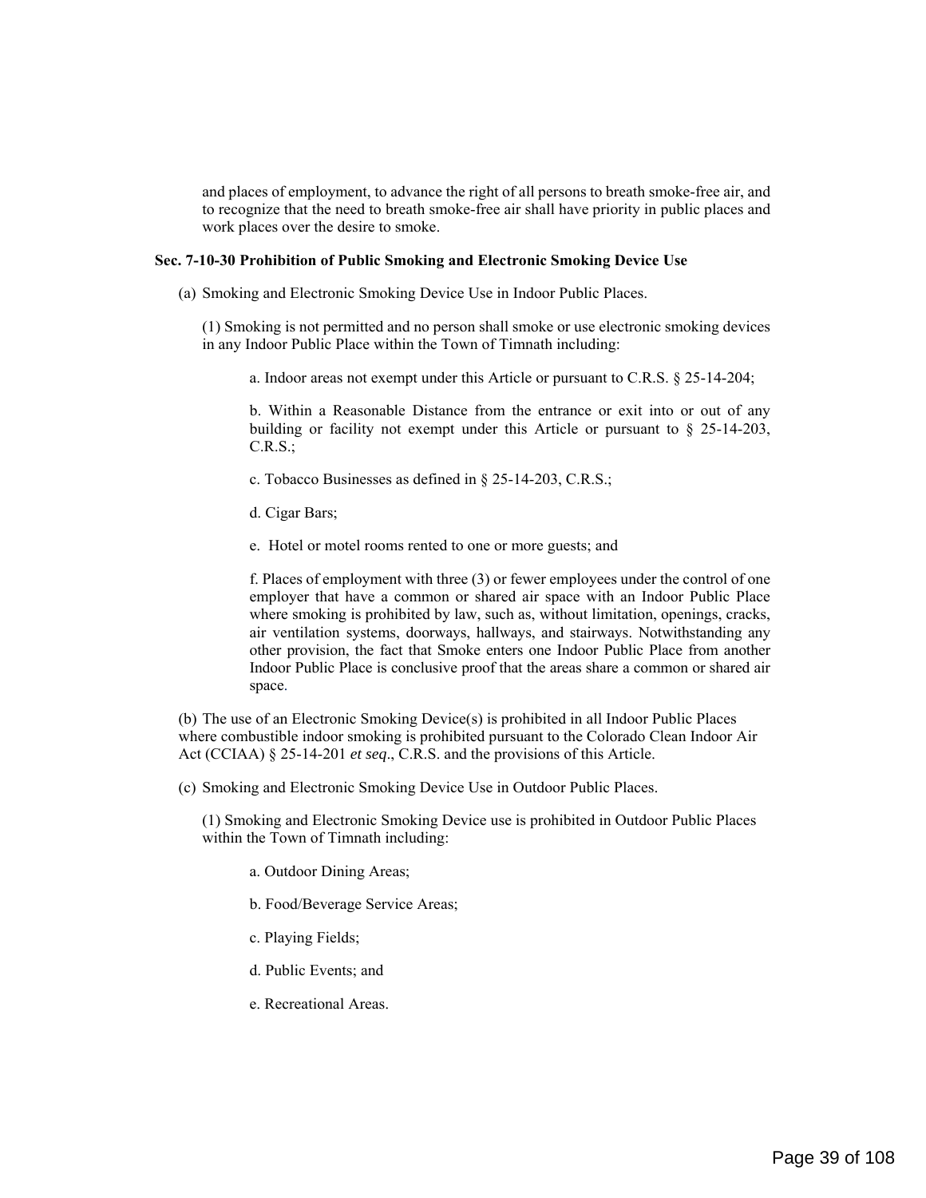and places of employment, to advance the right of all persons to breath smoke-free air, and to recognize that the need to breath smoke-free air shall have priority in public places and work places over the desire to smoke.

**Sec. 7-10-30 Prohibition of Public Smoking and Electronic Smoking Device Use**

(a) Smoking and Electronic Smoking Device Use in Indoor Public Places.

(1) Smoking is not permitted and no person shall smoke or use electronic smoking devices in any Indoor Public Place within the Town of Timnath including:

a. Indoor areas not exempt under this Article or pursuant to C.R.S. § 25-14-204;

b. Within a Reasonable Distance from the entrance or exit into or out of any building or facility not exempt under this Article or pursuant to § 25-14-203, C.R.S.;

c. Tobacco Businesses as defined in § 25-14-203, C.R.S.;

d. Cigar Bars;

e. Hotel or motel rooms rented to one or more guests; and

f. Places of employment with three (3) or fewer employees under the control of one employer that have a common or shared air space with an Indoor Public Place where smoking is prohibited by law, such as, without limitation, openings, cracks, air ventilation systems, doorways, hallways, and stairways. Notwithstanding any other provision, the fact that Smoke enters one Indoor Public Place from another Indoor Public Place is conclusive proof that the areas share a common or shared air space.

(b) The use of an Electronic Smoking Device(s) is prohibited in all Indoor Public Places where combustible indoor smoking is prohibited pursuant to the Colorado Clean Indoor Air Act (CCIAA) § 25-14-201 *et seq*., C.R.S. and the provisions of this Article.

(c) Smoking and Electronic Smoking Device Use in Outdoor Public Places.

(1) Smoking and Electronic Smoking Device use is prohibited in Outdoor Public Places within the Town of Timnath including:

a. Outdoor Dining Areas;

b. Food/Beverage Service Areas;

c. Playing Fields;

d. Public Events; and

e. Recreational Areas.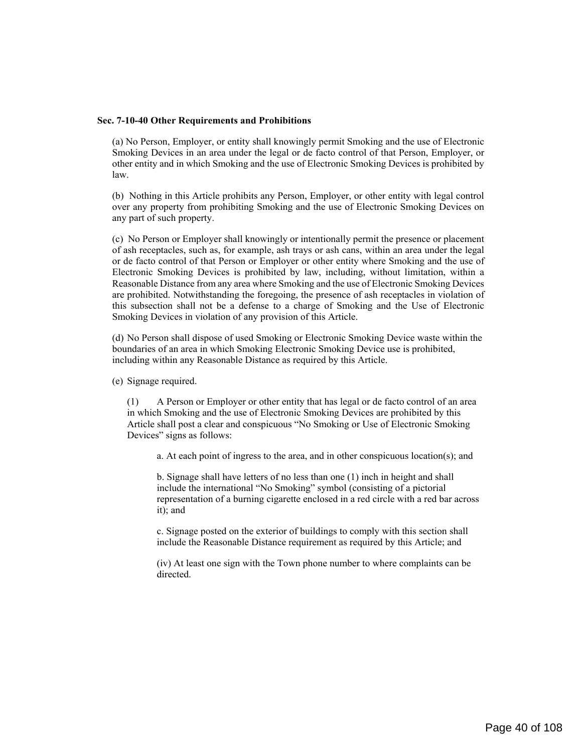**Sec. 7-10-40 Other Requirements and Prohibitions**

(a) No Person, Employer, or entity shall knowingly permit Smoking and the use of Electronic Smoking Devices in an area under the legal or de facto control of that Person, Employer, or other entity and in which Smoking and the use of Electronic Smoking Devices is prohibited by law.

(b) Nothing in this Article prohibits any Person, Employer, or other entity with legal control over any property from prohibiting Smoking and the use of Electronic Smoking Devices on any part of such property.

(c) No Person or Employer shall knowingly or intentionally permit the presence or placement of ash receptacles, such as, for example, ash trays or ash cans, within an area under the legal or de facto control of that Person or Employer or other entity where Smoking and the use of Electronic Smoking Devices is prohibited by law, including, without limitation, within a Reasonable Distance from any area where Smoking and the use of Electronic Smoking Devices are prohibited. Notwithstanding the foregoing, the presence of ash receptacles in violation of this subsection shall not be a defense to a charge of Smoking and the Use of Electronic Smoking Devices in violation of any provision of this Article.

(d) No Person shall dispose of used Smoking or Electronic Smoking Device waste within the boundaries of an area in which Smoking Electronic Smoking Device use is prohibited, including within any Reasonable Distance as required by this Article.

(e) Signage required.

(1) A Person or Employer or other entity that has legal or de facto control of an area in which Smoking and the use of Electronic Smoking Devices are prohibited by this Article shall post a clear and conspicuous "No Smoking or Use of Electronic Smoking Devices" signs as follows:

a. At each point of ingress to the area, and in other conspicuous location(s); and

b. Signage shall have letters of no less than one (1) inch in height and shall include the international "No Smoking" symbol (consisting of a pictorial representation of a burning cigarette enclosed in a red circle with a red bar across it); and

c. Signage posted on the exterior of buildings to comply with this section shall include the Reasonable Distance requirement as required by this Article; and

(iv) At least one sign with the Town phone number to where complaints can be directed.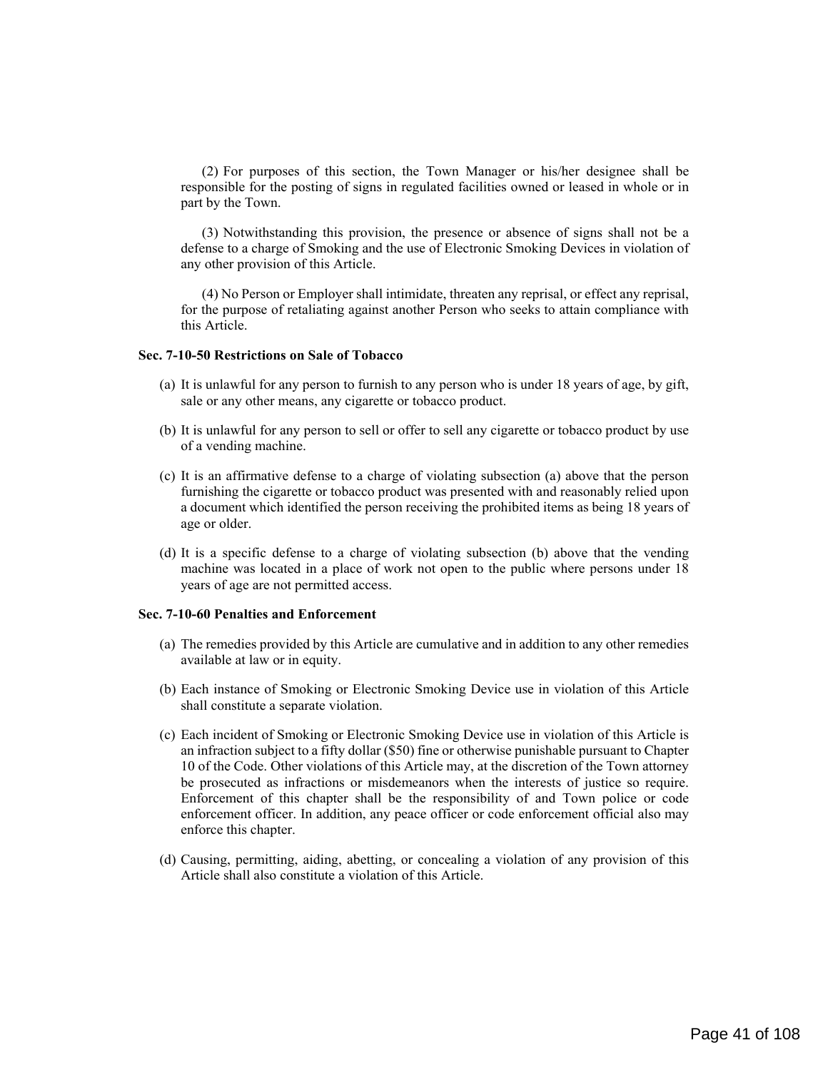(2) For purposes of this section, the Town Manager or his/her designee shall be responsible for the posting of signs in regulated facilities owned or leased in whole or in part by the Town.

(3) Notwithstanding this provision, the presence or absence of signs shall not be a defense to a charge of Smoking and the use of Electronic Smoking Devices in violation of any other provision of this Article.

(4) No Person or Employer shall intimidate, threaten any reprisal, or effect any reprisal, for the purpose of retaliating against another Person who seeks to attain compliance with this Article.

**Sec. 7-10-50 Restrictions on Sale of Tobacco**

(a) It is unlawful for any person to furnish to any person who is under 18 years of age, by gift, sale or any other means, any cigarette or tobacco product.

(b) It is unlawful for any person to sell or offer to sell any cigarette or tobacco product by use of a vending machine.

(c) It is an affirmative defense to a charge of violating subsection (a) above that the person furnishing the cigarette or tobacco product was presented with and reasonably relied upon a document which identified the person receiving the prohibited items as being 18 years of age or older.

(d) It is a specific defense to a charge of violating subsection (b) above that the vending machine was located in a place of work not open to the public where persons under 18 years of age are not permitted access.

**Sec. 7-10-60 Penalties and Enforcement**

(a) The remedies provided by this Article are cumulative and in addition to any other remedies available at law or in equity.

(b) Each instance of Smoking or Electronic Smoking Device use in violation of this Article shall constitute a separate violation.

(c) Each incident of Smoking or Electronic Smoking Device use in violation of this Article is an infraction subject to a fifty dollar ($50) fine or otherwise punishable pursuant to Chapter 10 of the Code. Other violations of this Article may, at the discretion of the Town attorney be prosecuted as infractions or misdemeanors when the interests of justice so require. Enforcement of this chapter shall be the responsibility of and Town police or code enforcement officer. In addition, any peace officer or code enforcement official also may enforce this chapter.

(d) Causing, permitting, aiding, abetting, or concealing a violation of any provision of this Article shall also constitute a violation of this Article.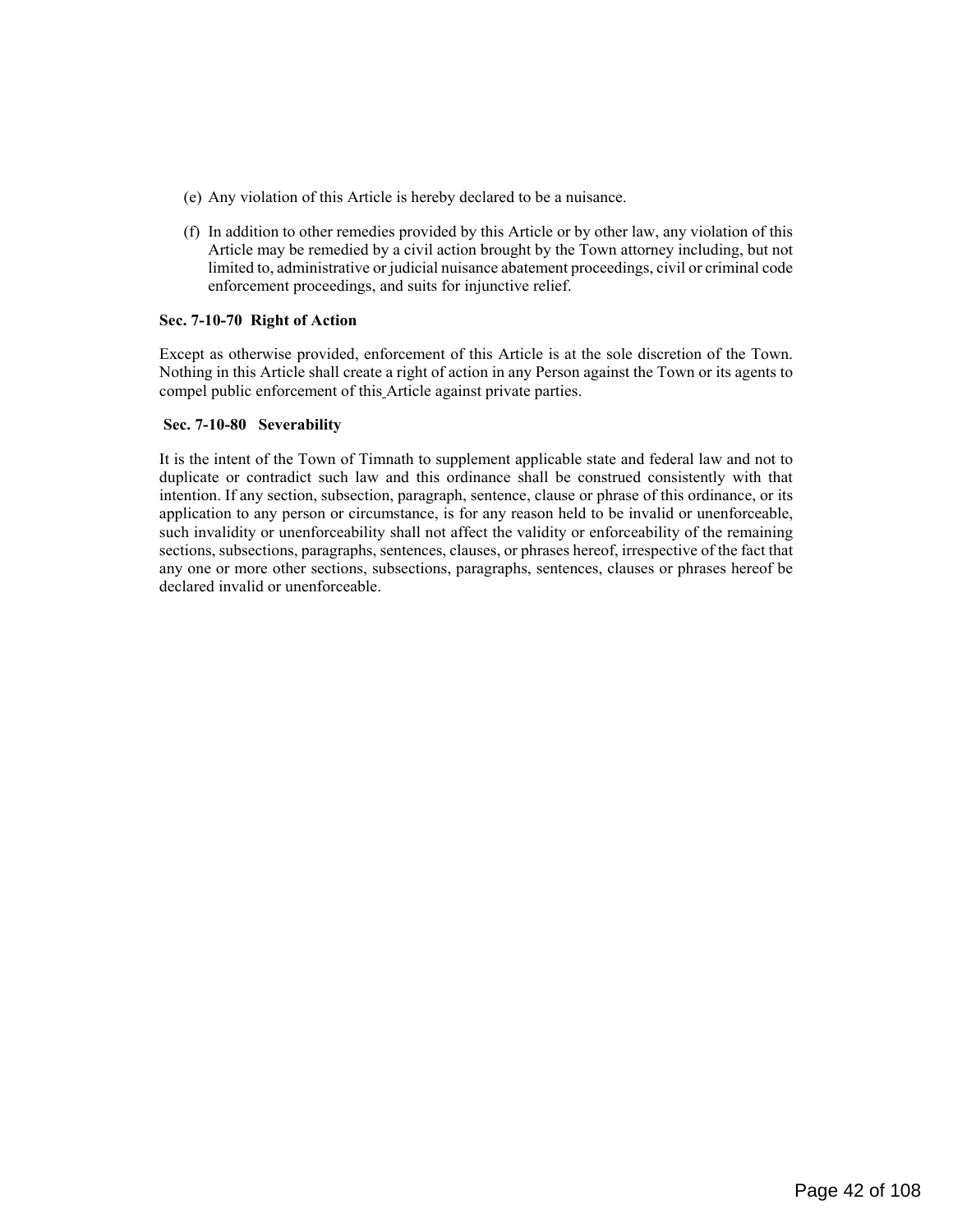(e) Any violation of this Article is hereby declared to be a nuisance.

(f) In addition to other remedies provided by this Article or by other law, any violation of this Article may be remedied by a civil action brought by the Town attorney including, but not limited to, administrative or judicial nuisance abatement proceedings, civil or criminal code enforcement proceedings, and suits for injunctive relief.

**Sec. 7-10-70 Right of Action**

Except as otherwise provided, enforcement of this Article is at the sole discretion of the Town. Nothing in this Article shall create a right of action in any Person against the Town or its agents to compel public enforcement of this Article against private parties.

**Sec. 7-10-80 Severability**

It is the intent of the Town of Timnath to supplement applicable state and federal law and not to duplicate or contradict such law and this ordinance shall be construed consistently with that intention. If any section, subsection, paragraph, sentence, clause or phrase of this ordinance, or its application to any person or circumstance, is for any reason held to be invalid or unenforceable, such invalidity or unenforceability shall not affect the validity or enforceability of the remaining sections, subsections, paragraphs, sentences, clauses, or phrases hereof, irrespective of the fact that any one or more other sections, subsections, paragraphs, sentences, clauses or phrases hereof be declared invalid or unenforceable.